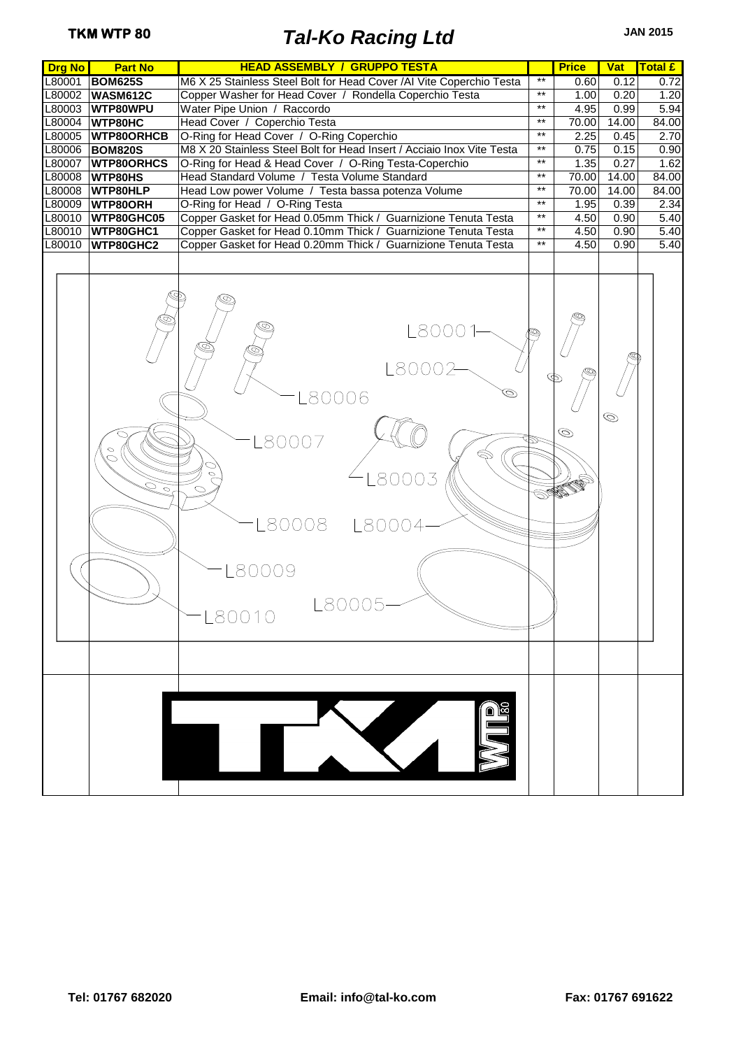# Tal-Ko Racing Ltd

**TKM WTP 80**

**JAN 2015**

| Drg No | Part No | HEAD ASSEMBLY / GRUPPO TESTA | | Price | Vat | Total £ |
|---|---|---|---|---|---|---|
| L80001 | **BOM625S** | M6 X 25 Stainless Steel Bolt for Head Cover /AI Vite Coperchio Testa | ** | 0.60 | 0.12 | 0.72 |
| L80002 | **WASM612C** | Copper Washer for Head Cover / Rondella Coperchio Testa | ** | 1.00 | 0.20 | 1.20 |
| L80003 | **WTP80WPU** | Water Pipe Union / Raccordo | ** | 4.95 | 0.99 | 5.94 |
| L80004 | **WTP80HC** | Head Cover / Coperchio Testa | ** | 70.00 | 14.00 | 84.00 |
| L80005 | **WTP80ORHCB** | O-Ring for Head Cover / O-Ring Coperchio | ** | 2.25 | 0.45 | 2.70 |
| L80006 | **BOM820S** | M8 X 20 Stainless Steel Bolt for Head Insert / Acciaio Inox Vite Testa | ** | 0.75 | 0.15 | 0.90 |
| L80007 | **WTP80ORHCS** | O-Ring for Head & Head Cover / O-Ring Testa-Coperchio | ** | 1.35 | 0.27 | 1.62 |
| L80008 | **WTP80HS** | Head Standard Volume / Testa Volume Standard | ** | 70.00 | 14.00 | 84.00 |
| L80008 | **WTP80HLP** | Head Low power Volume / Testa bassa potenza Volume | ** | 70.00 | 14.00 | 84.00 |
| L80009 | **WTP80ORH** | O-Ring for Head / O-Ring Testa | ** | 1.95 | 0.39 | 2.34 |
| L80010 | **WTP80GHC05** | Copper Gasket for Head 0.05mm Thick / Guarnizione Tenuta Testa | ** | 4.50 | 0.90 | 5.40 |
| L80010 | **WTP80GHC1** | Copper Gasket for Head 0.10mm Thick / Guarnizione Tenuta Testa | ** | 4.50 | 0.90 | 5.40 |
| L80010 | **WTP80GHC2** | Copper Gasket for Head 0.20mm Thick / Guarnizione Tenuta Testa | ** | 4.50 | 0.90 | 5.40 |

L80001
L80002
L80006
L80007
L80003
L80008
L80004
L80009
L80005
L80010

**Tel: 01767 682020** **Email: info@tal-ko.com** **Fax: 01767 691622**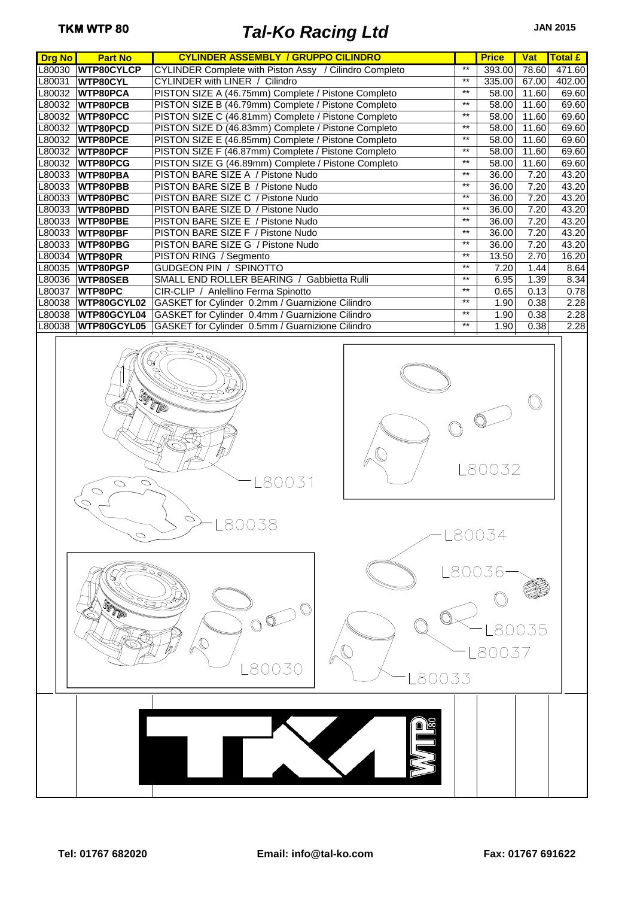# Tal-Ko Racing Ltd

**TKM WTP 80** — JAN 2015

| Drg No | Part No | CYLINDER ASSEMBLY / GRUPPO CILINDRO | | Price | Vat | Total £ |
|---|---|---|---|---|---|---|
| L80030 | WTP80CYLCP | CYLINDER Complete with Piston Assy / Cilindro Completo | ** | 393.00 | 78.60 | 471.60 |
| L80031 | WTP80CYL | CYLINDER with LINER / Cilindro | ** | 335.00 | 67.00 | 402.00 |
| L80032 | WTP80PCA | PISTON SIZE A (46.75mm) Complete / Pistone Completo | ** | 58.00 | 11.60 | 69.60 |
| L80032 | WTP80PCB | PISTON SIZE B (46.79mm) Complete / Pistone Completo | ** | 58.00 | 11.60 | 69.60 |
| L80032 | WTP80PCC | PISTON SIZE C (46.81mm) Complete / Pistone Completo | ** | 58.00 | 11.60 | 69.60 |
| L80032 | WTP80PCD | PISTON SIZE D (46.83mm) Complete / Pistone Completo | ** | 58.00 | 11.60 | 69.60 |
| L80032 | WTP80PCE | PISTON SIZE E (46.85mm) Complete / Pistone Completo | ** | 58.00 | 11.60 | 69.60 |
| L80032 | WTP80PCF | PISTON SIZE F (46.87mm) Complete / Pistone Completo | ** | 58.00 | 11.60 | 69.60 |
| L80032 | WTP80PCG | PISTON SIZE G (46.89mm) Complete / Pistone Completo | ** | 58.00 | 11.60 | 69.60 |
| L80033 | WTP80PBA | PISTON BARE SIZE A / Pistone Nudo | ** | 36.00 | 7.20 | 43.20 |
| L80033 | WTP80PBB | PISTON BARE SIZE B / Pistone Nudo | ** | 36.00 | 7.20 | 43.20 |
| L80033 | WTP80PBC | PISTON BARE SIZE C / Pistone Nudo | ** | 36.00 | 7.20 | 43.20 |
| L80033 | WTP80PBD | PISTON BARE SIZE D / Pistone Nudo | ** | 36.00 | 7.20 | 43.20 |
| L80033 | WTP80PBE | PISTON BARE SIZE E / Pistone Nudo | ** | 36.00 | 7.20 | 43.20 |
| L80033 | WTP80PBF | PISTON BARE SIZE F / Pistone Nudo | ** | 36.00 | 7.20 | 43.20 |
| L80033 | WTP80PBG | PISTON BARE SIZE G / Pistone Nudo | ** | 36.00 | 7.20 | 43.20 |
| L80034 | WTP80PR | PISTON RING / Segmento | ** | 13.50 | 2.70 | 16.20 |
| L80035 | WTP80PGP | GUDGEON PIN / SPINOTTO | ** | 7.20 | 1.44 | 8.64 |
| L80036 | WTP80SEB | SMALL END ROLLER BEARING / Gabbietta Rulli | ** | 6.95 | 1.39 | 8.34 |
| L80037 | WTP80PC | CIR-CLIP / Anlellino Ferma Spinotto | ** | 0.65 | 0.13 | 0.78 |
| L80038 | WTP80GCYL02 | GASKET for Cylinder 0.2mm / Guarnizione Cilindro | ** | 1.90 | 0.38 | 2.28 |
| L80038 | WTP80GCYL04 | GASKET for Cylinder 0.4mm / Guarnizione Cilindro | ** | 1.90 | 0.38 | 2.28 |
| L80038 | WTP80GCYL05 | GASKET for Cylinder 0.5mm / Guarnizione Cilindro | ** | 1.90 | 0.38 | 2.28 |

L80031 L80032 L80038 L80034 L80036 L80035 L80037 L80030 L80033

Tel: 01767 682020 Email: info@tal-ko.com Fax: 01767 691622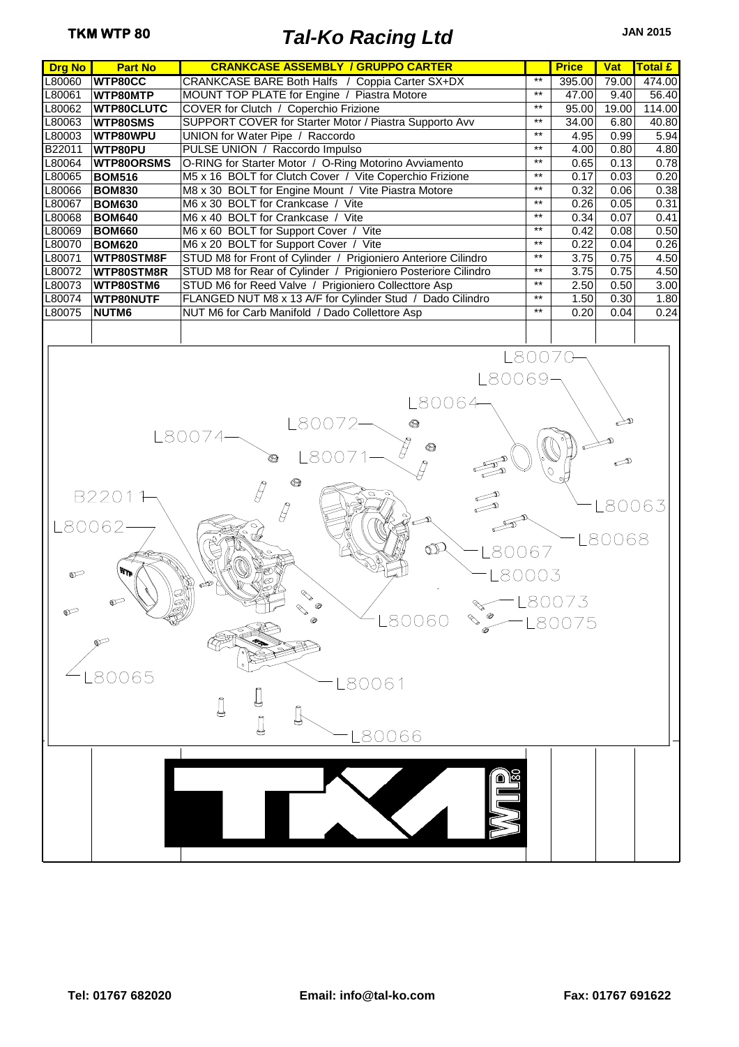**TKM WTP 80** — ***Tal-Ko Racing Ltd*** — **JAN 2015**

| Drg No | Part No | CRANKCASE ASSEMBLY / GRUPPO CARTER | | Price | Vat | Total £ |
|---|---|---|---|---|---|---|
| L80060 | WTP80CC | CRANKCASE BARE Both Halfs / Coppia Carter SX+DX | ** | 395.00 | 79.00 | 474.00 |
| L80061 | WTP80MTP | MOUNT TOP PLATE for Engine / Piastra Motore | ** | 47.00 | 9.40 | 56.40 |
| L80062 | WTP80CLUTC | COVER for Clutch / Coperchio Frizione | ** | 95.00 | 19.00 | 114.00 |
| L80063 | WTP80SMS | SUPPORT COVER for Starter Motor / Piastra Supporto Avv | ** | 34.00 | 6.80 | 40.80 |
| L80003 | WTP80WPU | UNION for Water Pipe / Raccordo | ** | 4.95 | 0.99 | 5.94 |
| B22011 | WTP80PU | PULSE UNION / Raccordo Impulso | ** | 4.00 | 0.80 | 4.80 |
| L80064 | WTP80ORSMS | O-RING for Starter Motor / O-Ring Motorino Avviamento | ** | 0.65 | 0.13 | 0.78 |
| L80065 | BOM516 | M5 x 16 BOLT for Clutch Cover / Vite Coperchio Frizione | ** | 0.17 | 0.03 | 0.20 |
| L80066 | BOM830 | M8 x 30 BOLT for Engine Mount / Vite Piastra Motore | ** | 0.32 | 0.06 | 0.38 |
| L80067 | BOM630 | M6 x 30 BOLT for Crankcase / Vite | ** | 0.26 | 0.05 | 0.31 |
| L80068 | BOM640 | M6 x 40 BOLT for Crankcase / Vite | ** | 0.34 | 0.07 | 0.41 |
| L80069 | BOM660 | M6 x 60 BOLT for Support Cover / Vite | ** | 0.42 | 0.08 | 0.50 |
| L80070 | BOM620 | M6 x 20 BOLT for Support Cover / Vite | ** | 0.22 | 0.04 | 0.26 |
| L80071 | WTP80STM8F | STUD M8 for Front of Cylinder / Prigioniero Anteriore Cilindro | ** | 3.75 | 0.75 | 4.50 |
| L80072 | WTP80STM8R | STUD M8 for Rear of Cylinder / Prigioniero Posteriore Cilindro | ** | 3.75 | 0.75 | 4.50 |
| L80073 | WTP80STM6 | STUD M6 for Reed Valve / Prigioniero Collecttore Asp | ** | 2.50 | 0.50 | 3.00 |
| L80074 | WTP80NUTF | FLANGED NUT M8 x 13 A/F for Cylinder Stud / Dado Cilindro | ** | 1.50 | 0.30 | 1.80 |
| L80075 | NUTM6 | NUT M6 for Carb Manifold / Dado Collettore Asp | ** | 0.20 | 0.04 | 0.24 |

L80070
L80069
L80064
L80072
L80074
L80071
B22011
L80063
L80062
L80068
L80067
L80003
L80073
L80060
L80075
L80065
L80061
L80066

Tel: 01767 682020 Email: info@tal-ko.com Fax: 01767 691622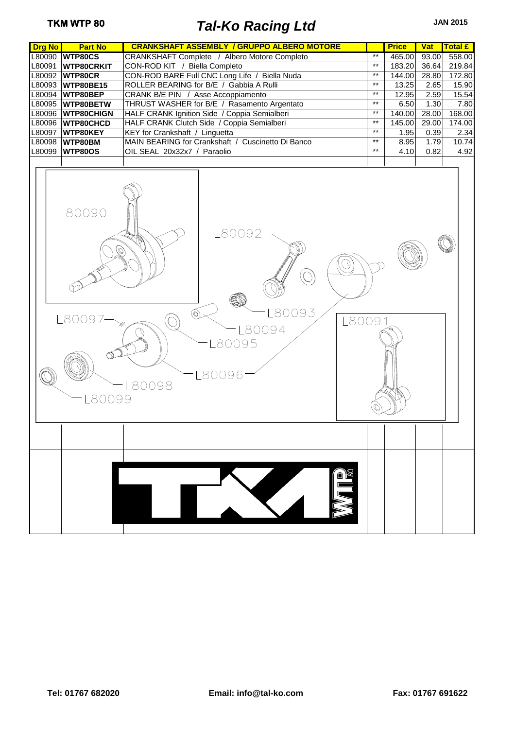**TKM WTP 80**

# *Tal-Ko Racing Ltd*

**JAN 2015**

| Drg No | Part No | CRANKSHAFT ASSEMBLY / GRUPPO ALBERO MOTORE | | Price | Vat | Total £ |
|---|---|---|---|---|---|---|
| L80090 | **WTP80CS** | CRANKSHAFT Complete / Albero Motore Completo | ** | 465.00 | 93.00 | 558.00 |
| L80091 | **WTP80CRKIT** | CON-ROD KIT / Biella Completo | ** | 183.20 | 36.64 | 219.84 |
| L80092 | **WTP80CR** | CON-ROD BARE Full CNC Long Life / Biella Nuda | ** | 144.00 | 28.80 | 172.80 |
| L80093 | **WTP80BE15** | ROLLER BEARING for B/E / Gabbia A Rulli | ** | 13.25 | 2.65 | 15.90 |
| L80094 | **WTP80BEP** | CRANK B/E PIN / Asse Accoppiamento | ** | 12.95 | 2.59 | 15.54 |
| L80095 | **WTP80BETW** | THRUST WASHER for B/E / Rasamento Argentato | ** | 6.50 | 1.30 | 7.80 |
| L80096 | **WTP80CHIGN** | HALF CRANK Ignition Side / Coppia Semialberi | ** | 140.00 | 28.00 | 168.00 |
| L80096 | **WTP80CHCD** | HALF CRANK Clutch Side / Coppia Semialberi | ** | 145.00 | 29.00 | 174.00 |
| L80097 | **WTP80KEY** | KEY for Crankshaft / Linguetta | ** | 1.95 | 0.39 | 2.34 |
| L80098 | **WTP80BM** | MAIN BEARING for Crankshaft / Cuscinetto Di Banco | ** | 8.95 | 1.79 | 10.74 |
| L80099 | **WTP80OS** | OIL SEAL 20x32x7 / Paraolio | ** | 4.10 | 0.82 | 4.92 |

L80090
L80092
L80093
L80094
L80095
L80096
L80097
L80098
L80099
L80091

**Tel: 01767 682020** **Email: info@tal-ko.com** **Fax: 01767 691622**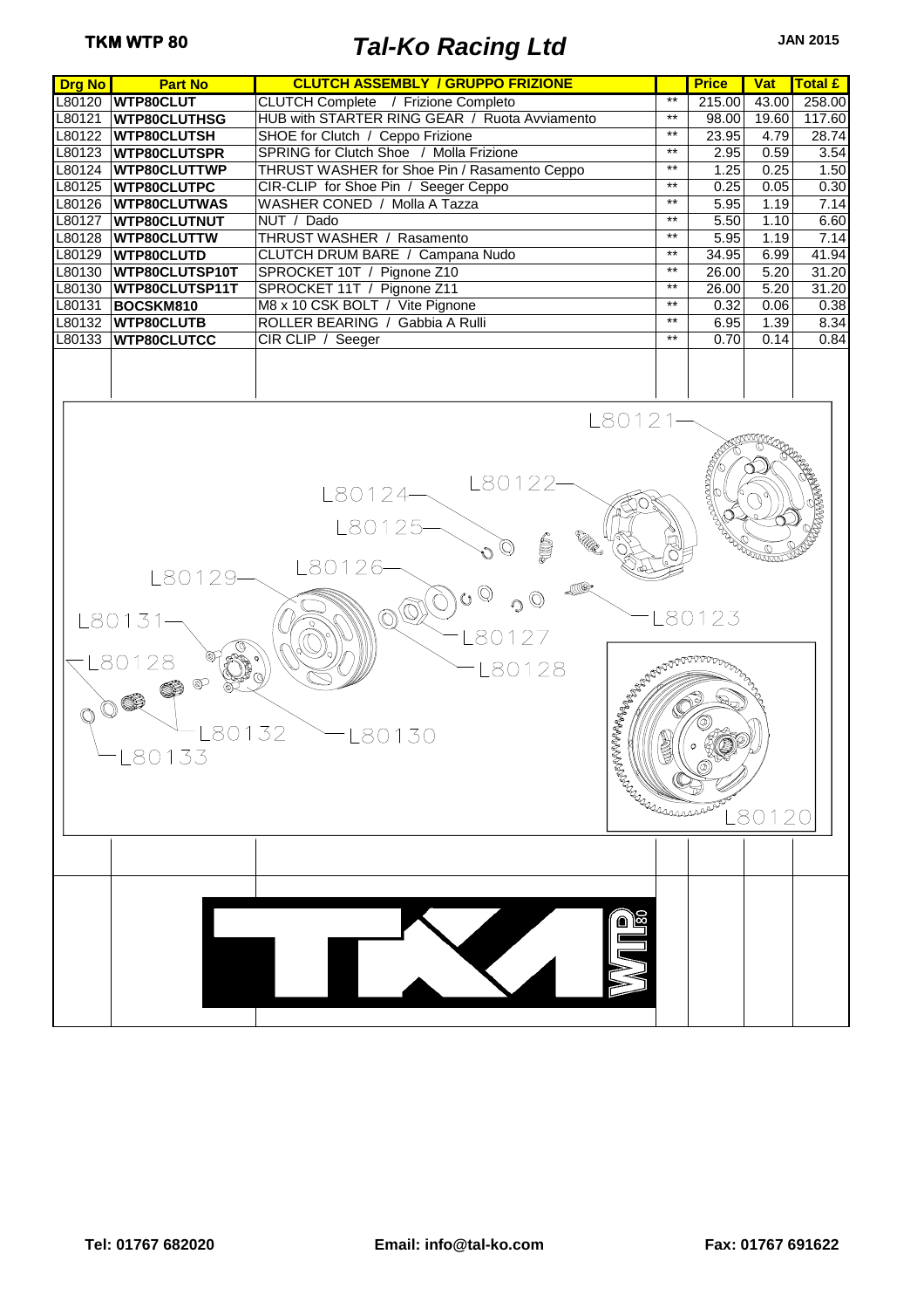# Tal-Ko Racing Ltd

**TKM WTP 80**

**JAN 2015**

| Drg No | Part No | CLUTCH ASSEMBLY / GRUPPO FRIZIONE | | Price | Vat | Total £ |
|---|---|---|---|---|---|---|
| L80120 | WTP80CLUT | CLUTCH Complete / Frizione Completo | ** | 215.00 | 43.00 | 258.00 |
| L80121 | WTP80CLUTHSG | HUB with STARTER RING GEAR / Ruota Avviamento | ** | 98.00 | 19.60 | 117.60 |
| L80122 | WTP80CLUTSH | SHOE for Clutch / Ceppo Frizione | ** | 23.95 | 4.79 | 28.74 |
| L80123 | WTP80CLUTSPR | SPRING for Clutch Shoe / Molla Frizione | ** | 2.95 | 0.59 | 3.54 |
| L80124 | WTP80CLUTTWP | THRUST WASHER for Shoe Pin / Rasamento Ceppo | ** | 1.25 | 0.25 | 1.50 |
| L80125 | WTP80CLUTPC | CIR-CLIP for Shoe Pin / Seeger Ceppo | ** | 0.25 | 0.05 | 0.30 |
| L80126 | WTP80CLUTWAS | WASHER CONED / Molla A Tazza | ** | 5.95 | 1.19 | 7.14 |
| L80127 | WTP80CLUTNUT | NUT / Dado | ** | 5.50 | 1.10 | 6.60 |
| L80128 | WTP80CLUTTW | THRUST WASHER / Rasamento | ** | 5.95 | 1.19 | 7.14 |
| L80129 | WTP80CLUTD | CLUTCH DRUM BARE / Campana Nudo | ** | 34.95 | 6.99 | 41.94 |
| L80130 | WTP80CLUTSP10T | SPROCKET 10T / Pignone Z10 | ** | 26.00 | 5.20 | 31.20 |
| L80130 | WTP80CLUTSP11T | SPROCKET 11T / Pignone Z11 | ** | 26.00 | 5.20 | 31.20 |
| L80131 | BOCSKM810 | M8 x 10 CSK BOLT / Vite Pignone | ** | 0.32 | 0.06 | 0.38 |
| L80132 | WTP80CLUTB | ROLLER BEARING / Gabbia A Rulli | ** | 6.95 | 1.39 | 8.34 |
| L80133 | WTP80CLUTCC | CIR CLIP / Seeger | ** | 0.70 | 0.14 | 0.84 |

L80121
L80122
L80124
L80125
L80126
L80129
L80131
L80123
L80127
L80128
L80128
L80132
L80130
L80133
L80120

**Tel: 01767 682020** **Email: info@tal-ko.com** **Fax: 01767 691622**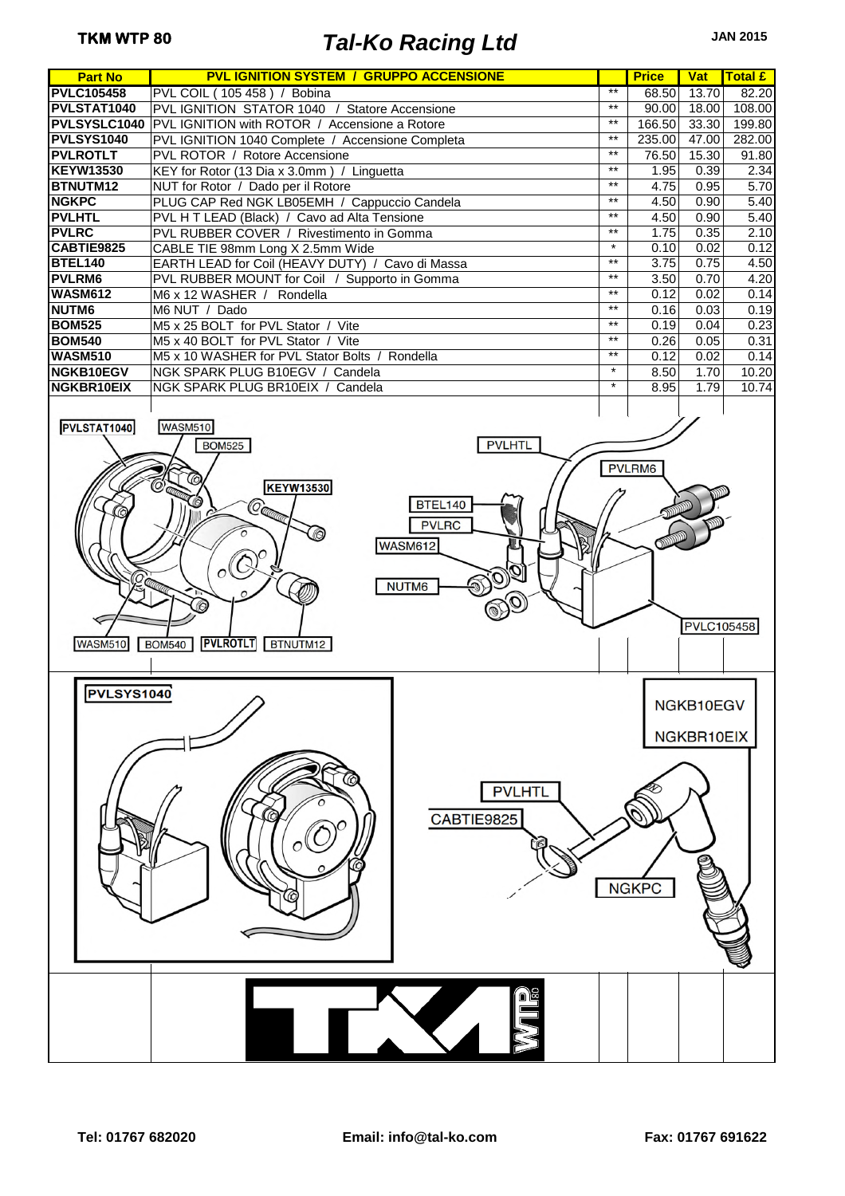**TKM WTP 80**

# *Tal-Ko Racing Ltd*

**JAN 2015**

| Part No | PVL IGNITION SYSTEM / GRUPPO ACCENSIONE | | Price | Vat | Total £ |
|---|---|---|---|---|---|
| PVLC105458 | PVL COIL ( 105 458 ) / Bobina | ** | 68.50 | 13.70 | 82.20 |
| PVLSTAT1040 | PVL IGNITION STATOR 1040 / Statore Accensione | ** | 90.00 | 18.00 | 108.00 |
| PVLSYSLC1040 | PVL IGNITION with ROTOR / Accensione a Rotore | ** | 166.50 | 33.30 | 199.80 |
| PVLSYS1040 | PVL IGNITION 1040 Complete / Accensione Completa | ** | 235.00 | 47.00 | 282.00 |
| PVLROTLT | PVL ROTOR / Rotore Accensione | ** | 76.50 | 15.30 | 91.80 |
| KEYW13530 | KEY for Rotor (13 Dia x 3.0mm ) / Linguetta | ** | 1.95 | 0.39 | 2.34 |
| BTNUTM12 | NUT for Rotor / Dado per il Rotore | ** | 4.75 | 0.95 | 5.70 |
| NGKPC | PLUG CAP Red NGK LB05EMH / Cappuccio Candela | ** | 4.50 | 0.90 | 5.40 |
| PVLHTL | PVL H T LEAD (Black) / Cavo ad Alta Tensione | ** | 4.50 | 0.90 | 5.40 |
| PVLRC | PVL RUBBER COVER / Rivestimento in Gomma | ** | 1.75 | 0.35 | 2.10 |
| CABTIE9825 | CABLE TIE 98mm Long X 2.5mm Wide | * | 0.10 | 0.02 | 0.12 |
| BTEL140 | EARTH LEAD for Coil (HEAVY DUTY) / Cavo di Massa | ** | 3.75 | 0.75 | 4.50 |
| PVLRM6 | PVL RUBBER MOUNT for Coil / Supporto in Gomma | ** | 3.50 | 0.70 | 4.20 |
| WASM612 | M6 x 12 WASHER / Rondella | ** | 0.12 | 0.02 | 0.14 |
| NUTM6 | M6 NUT / Dado | ** | 0.16 | 0.03 | 0.19 |
| BOM525 | M5 x 25 BOLT for PVL Stator / Vite | ** | 0.19 | 0.04 | 0.23 |
| BOM540 | M5 x 40 BOLT for PVL Stator / Vite | ** | 0.26 | 0.05 | 0.31 |
| WASM510 | M5 x 10 WASHER for PVL Stator Bolts / Rondella | ** | 0.12 | 0.02 | 0.14 |
| NGKB10EGV | NGK SPARK PLUG B10EGV / Candela | * | 8.50 | 1.70 | 10.20 |
| NGKBR10EIX | NGK SPARK PLUG BR10EIX / Candela | * | 8.95 | 1.79 | 10.74 |

PVLSTAT1040 WASM510 BOM525 PVLHTL PVLRM6 KEYW13530 BTEL140 PVLRC WASM612 NUTM6 PVLC105458 WASM510 BOM540 PVLROTLT BTNUTM12

PVLSYS1040 NGKB10EGV NGKBR10EIX PVLHTL CABTIE9825 NGKPC

Tel: 01767 682020 Email: info@tal-ko.com Fax: 01767 691622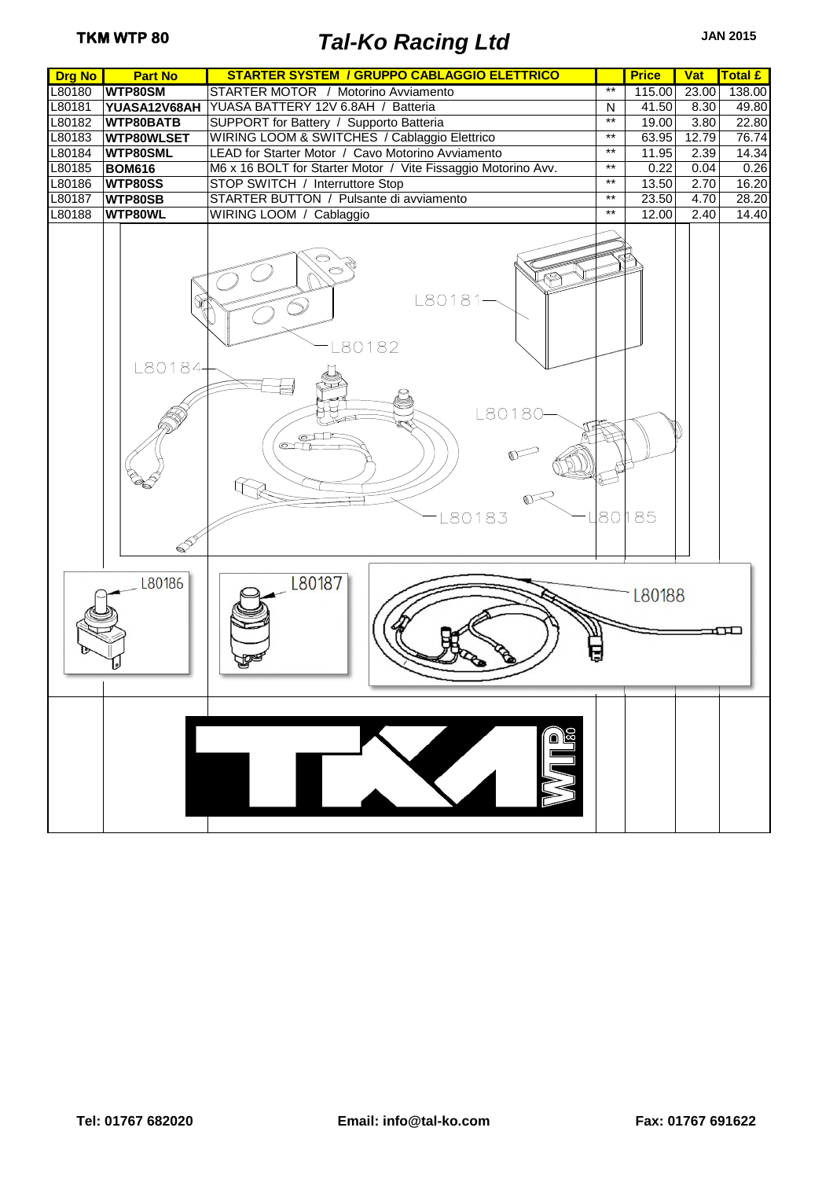**TKM WTP 80**

# *Tal-Ko Racing Ltd*

**JAN 2015**

| Drg No | Part No | STARTER SYSTEM / GRUPPO CABLAGGIO ELETTRICO | | Price | Vat | Total £ |
|---|---|---|---|---|---|---|
| L80180 | **WTP80SM** | STARTER MOTOR / Motorino Avviamento | ** | 115.00 | 23.00 | 138.00 |
| L80181 | **YUASA12V68AH** | YUASA BATTERY 12V 6.8AH / Batteria | N | 41.50 | 8.30 | 49.80 |
| L80182 | **WTP80BATB** | SUPPORT for Battery / Supporto Batteria | ** | 19.00 | 3.80 | 22.80 |
| L80183 | **WTP80WLSET** | WIRING LOOM & SWITCHES / Cablaggio Elettrico | ** | 63.95 | 12.79 | 76.74 |
| L80184 | **WTP80SML** | LEAD for Starter Motor / Cavo Motorino Avviamento | ** | 11.95 | 2.39 | 14.34 |
| L80185 | **BOM616** | M6 x 16 BOLT for Starter Motor / Vite Fissaggio Motorino Avv. | ** | 0.22 | 0.04 | 0.26 |
| L80186 | **WTP80SS** | STOP SWITCH / Interruttore Stop | ** | 13.50 | 2.70 | 16.20 |
| L80187 | **WTP80SB** | STARTER BUTTON / Pulsante di avviamento | ** | 23.50 | 4.70 | 28.20 |
| L80188 | **WTP80WL** | WIRING LOOM / Cablaggio | ** | 12.00 | 2.40 | 14.40 |

L80181
L80182
L80184
L80180
L80183
L80185
L80186
L80187
L80188

Tel: 01767 682020    Email: info@tal-ko.com    Fax: 01767 691622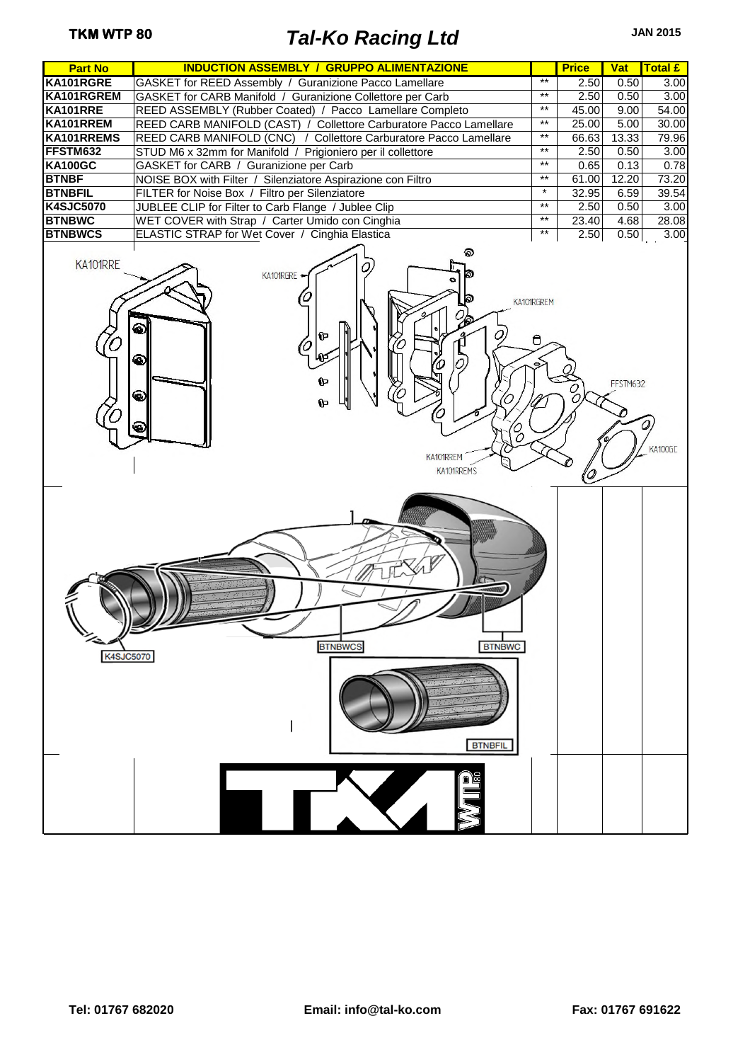# *Tal-Ko Racing Ltd*

**TKM WTP 80** — **JAN 2015**

| Part No | INDUCTION ASSEMBLY / GRUPPO ALIMENTAZIONE | | Price | Vat | Total £ |
|---|---|---|---|---|---|
| KA101RGRE | GASKET for REED Assembly / Guranizione Pacco Lamellare | ** | 2.50 | 0.50 | 3.00 |
| KA101RGREM | GASKET for CARB Manifold / Guranizione Collettore per Carb | ** | 2.50 | 0.50 | 3.00 |
| KA101RRE | REED ASSEMBLY (Rubber Coated) / Pacco Lamellare Completo | ** | 45.00 | 9.00 | 54.00 |
| KA101RREM | REED CARB MANIFOLD (CAST) / Collettore Carburatore Pacco Lamellare | ** | 25.00 | 5.00 | 30.00 |
| KA101RREMS | REED CARB MANIFOLD (CNC) / Collettore Carburatore Pacco Lamellare | ** | 66.63 | 13.33 | 79.96 |
| FFSTM632 | STUD M6 x 32mm for Manifold / Prigioniero per il collettore | ** | 2.50 | 0.50 | 3.00 |
| KA100GC | GASKET for CARB / Guranizione per Carb | ** | 0.65 | 0.13 | 0.78 |
| BTNBF | NOISE BOX with Filter / Silenziatore Aspirazione con Filtro | ** | 61.00 | 12.20 | 73.20 |
| BTNBFIL | FILTER for Noise Box / Filtro per Silenziatore | * | 32.95 | 6.59 | 39.54 |
| K4SJC5070 | JUBLEE CLIP for Filter to Carb Flange / Jublee Clip | ** | 2.50 | 0.50 | 3.00 |
| BTNBWC | WET COVER with Strap / Carter Umido con Cinghia | ** | 23.40 | 4.68 | 28.08 |
| BTNBWCS | ELASTIC STRAP for Wet Cover / Cinghia Elastica | ** | 2.50 | 0.50 | 3.00 |

KA101RRE
KA101RGRE
KA101RGREM
FFSTM632
KA100GC
KA101RREM
KA101RREMS

K4SJC5070
BTNBWCS
BTNBWC
BTNBFIL

Tel: 01767 682020 — Email: info@tal-ko.com — Fax: 01767 691622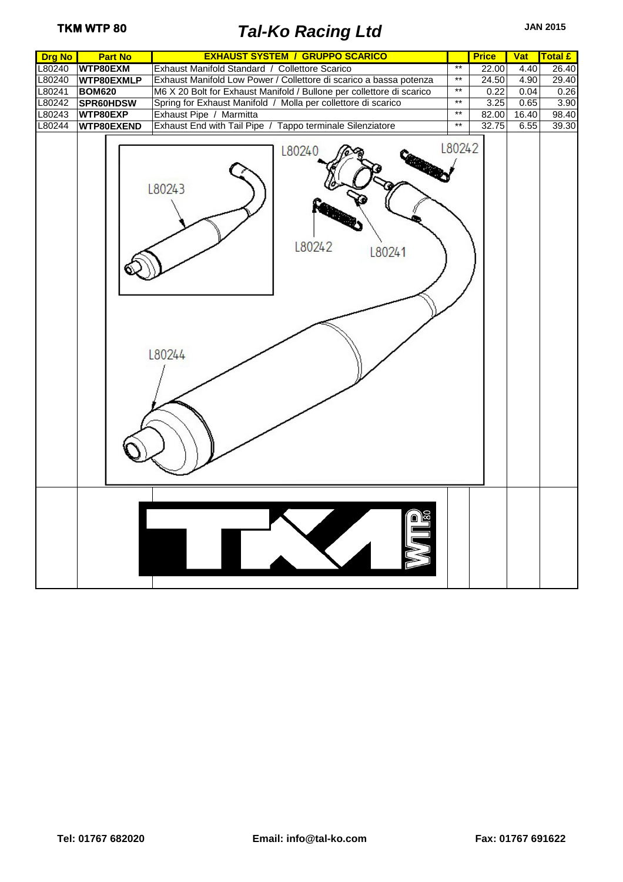**TKM WTP 80**

# *Tal-Ko Racing Ltd*

**JAN 2015**

| Drg No | Part No | EXHAUST SYSTEM / GRUPPO SCARICO | | Price | Vat | Total £ |
|---|---|---|---|---|---|---|
| L80240 | **WTP80EXM** | Exhaust Manifold Standard / Collettore Scarico | ** | 22.00 | 4.40 | 26.40 |
| L80240 | **WTP80EXMLP** | Exhaust Manifold Low Power / Collettore di scarico a bassa potenza | ** | 24.50 | 4.90 | 29.40 |
| L80241 | **BOM620** | M6 X 20 Bolt for Exhaust Manifold / Bullone per collettore di scarico | ** | 0.22 | 0.04 | 0.26 |
| L80242 | **SPR60HDSW** | Spring for Exhaust Manifold / Molla per collettore di scarico | ** | 3.25 | 0.65 | 3.90 |
| L80243 | **WTP80EXP** | Exhaust Pipe / Marmitta | ** | 82.00 | 16.40 | 98.40 |
| L80244 | **WTP80EXEND** | Exhaust End with Tail Pipe / Tappo terminale Silenziatore | ** | 32.75 | 6.55 | 39.30 |

L80240

L80242

L80243

L80242

L80241

L80244

TKM WTP 80

**Tel: 01767 682020** **Email: info@tal-ko.com** **Fax: 01767 691622**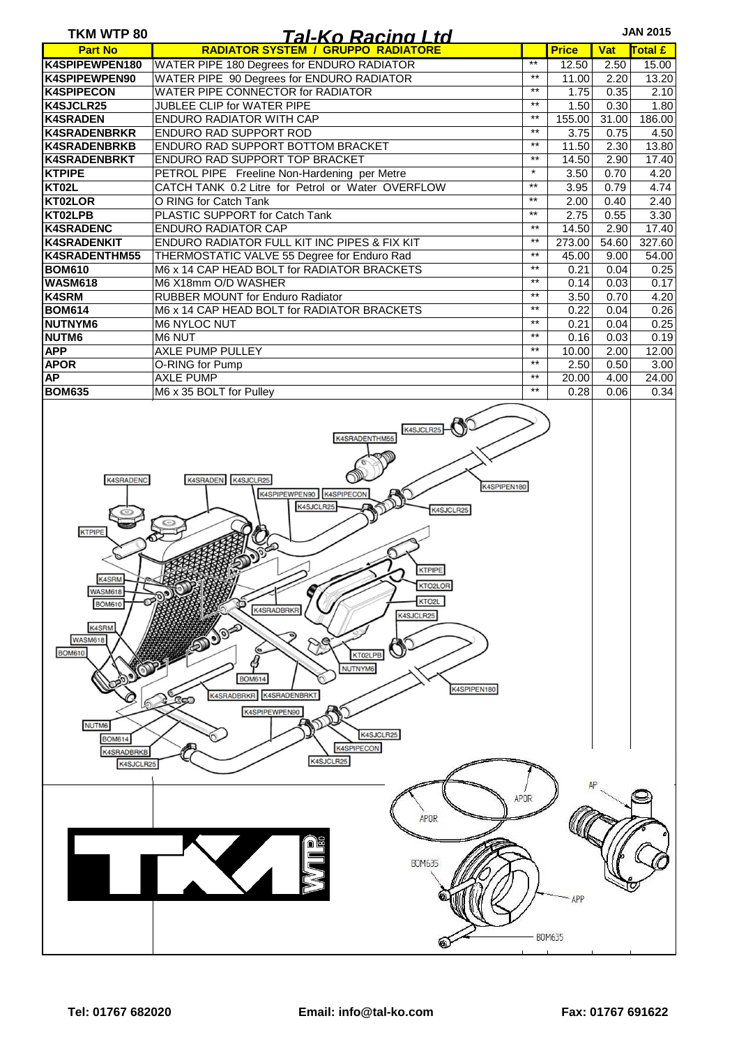**TKM WTP 80** — ***Tal-Ko Racing Ltd*** — **JAN 2015**

| Part No | RADIATOR SYSTEM / GRUPPO RADIATORE | | Price | Vat | Total £ |
|---|---|---|---|---|---|
| K4SPIPEWPEN180 | WATER PIPE 180 Degrees for ENDURO RADIATOR | ** | 12.50 | 2.50 | 15.00 |
| K4SPIPEWPEN90 | WATER PIPE 90 Degrees for ENDURO RADIATOR | ** | 11.00 | 2.20 | 13.20 |
| K4SPIPECON | WATER PIPE CONNECTOR for RADIATOR | ** | 1.75 | 0.35 | 2.10 |
| K4SJCLR25 | JUBLEE CLIP for WATER PIPE | ** | 1.50 | 0.30 | 1.80 |
| K4SRADEN | ENDURO RADIATOR WITH CAP | ** | 155.00 | 31.00 | 186.00 |
| K4SRADENBRKR | ENDURO RAD SUPPORT ROD | ** | 3.75 | 0.75 | 4.50 |
| K4SRADENBRKB | ENDURO RAD SUPPORT BOTTOM BRACKET | ** | 11.50 | 2.30 | 13.80 |
| K4SRADENBRKT | ENDURO RAD SUPPORT TOP BRACKET | ** | 14.50 | 2.90 | 17.40 |
| KTPIPE | PETROL PIPE Freeline Non-Hardening per Metre | * | 3.50 | 0.70 | 4.20 |
| KT02L | CATCH TANK 0.2 Litre for Petrol or Water OVERFLOW | ** | 3.95 | 0.79 | 4.74 |
| KT02LOR | O RING for Catch Tank | ** | 2.00 | 0.40 | 2.40 |
| KT02LPB | PLASTIC SUPPORT for Catch Tank | ** | 2.75 | 0.55 | 3.30 |
| K4SRADENC | ENDURO RADIATOR CAP | ** | 14.50 | 2.90 | 17.40 |
| K4SRADENKIT | ENDURO RADIATOR FULL KIT INC PIPES & FIX KIT | ** | 273.00 | 54.60 | 327.60 |
| K4SRADENTHM55 | THERMOSTATIC VALVE 55 Degree for Enduro Rad | ** | 45.00 | 9.00 | 54.00 |
| BOM610 | M6 x 14 CAP HEAD BOLT for RADIATOR BRACKETS | ** | 0.21 | 0.04 | 0.25 |
| WASM618 | M6 X18mm O/D WASHER | ** | 0.14 | 0.03 | 0.17 |
| K4SRM | RUBBER MOUNT for Enduro Radiator | ** | 3.50 | 0.70 | 4.20 |
| BOM614 | M6 x 14 CAP HEAD BOLT for RADIATOR BRACKETS | ** | 0.22 | 0.04 | 0.26 |
| NUTNYM6 | M6 NYLOC NUT | ** | 0.21 | 0.04 | 0.25 |
| NUTM6 | M6 NUT | ** | 0.16 | 0.03 | 0.19 |
| APP | AXLE PUMP PULLEY | ** | 10.00 | 2.00 | 12.00 |
| APOR | O-RING for Pump | ** | 2.50 | 0.50 | 3.00 |
| AP | AXLE PUMP | ** | 20.00 | 4.00 | 24.00 |
| BOM635 | M6 x 35 BOLT for Pulley | ** | 0.28 | 0.06 | 0.34 |

Tel: 01767 682020 — Email: info@tal-ko.com — Fax: 01767 691622